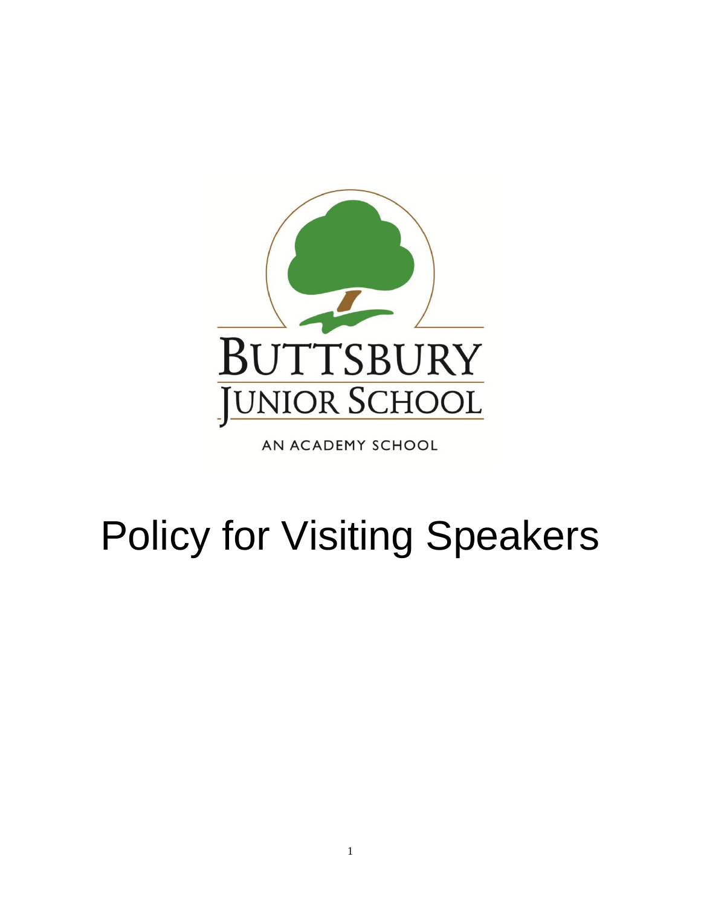BUTTSBURY JUNIOR SCHOOL

AN ACADEMY SCHOOL

# Policy for Visiting Speakers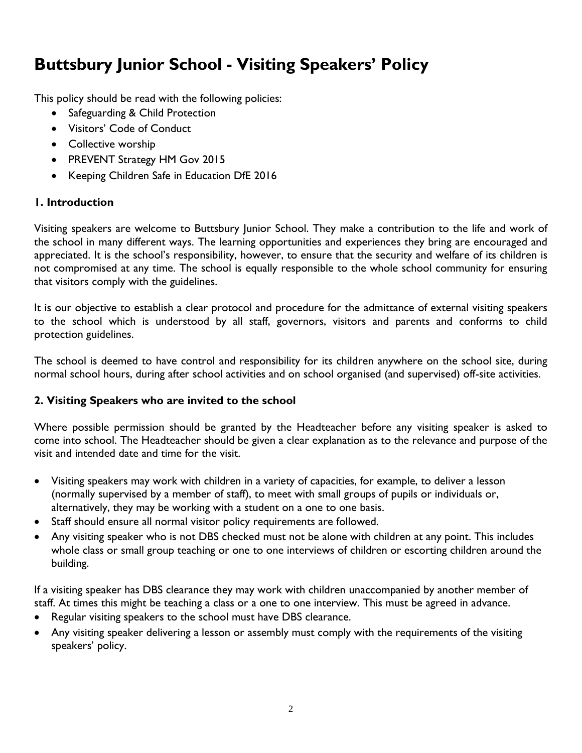# Buttsbury Junior School - Visiting Speakers' Policy

This policy should be read with the following policies:

- Safeguarding & Child Protection
- Visitors' Code of Conduct
- Collective worship
- PREVENT Strategy HM Gov 2015
- Keeping Children Safe in Education DfE 2016

### 1. Introduction

Visiting speakers are welcome to Buttsbury Junior School. They make a contribution to the life and work of the school in many different ways. The learning opportunities and experiences they bring are encouraged and appreciated. It is the school's responsibility, however, to ensure that the security and welfare of its children is not compromised at any time. The school is equally responsible to the whole school community for ensuring that visitors comply with the guidelines.

It is our objective to establish a clear protocol and procedure for the admittance of external visiting speakers to the school which is understood by all staff, governors, visitors and parents and conforms to child protection guidelines.

The school is deemed to have control and responsibility for its children anywhere on the school site, during normal school hours, during after school activities and on school organised (and supervised) off-site activities.

### 2. Visiting Speakers who are invited to the school

Where possible permission should be granted by the Headteacher before any visiting speaker is asked to come into school. The Headteacher should be given a clear explanation as to the relevance and purpose of the visit and intended date and time for the visit.

- Visiting speakers may work with children in a variety of capacities, for example, to deliver a lesson (normally supervised by a member of staff), to meet with small groups of pupils or individuals or, alternatively, they may be working with a student on a one to one basis.
- Staff should ensure all normal visitor policy requirements are followed.
- Any visiting speaker who is not DBS checked must not be alone with children at any point. This includes whole class or small group teaching or one to one interviews of children or escorting children around the building.

If a visiting speaker has DBS clearance they may work with children unaccompanied by another member of staff. At times this might be teaching a class or a one to one interview. This must be agreed in advance.

- Regular visiting speakers to the school must have DBS clearance.
- Any visiting speaker delivering a lesson or assembly must comply with the requirements of the visiting speakers' policy.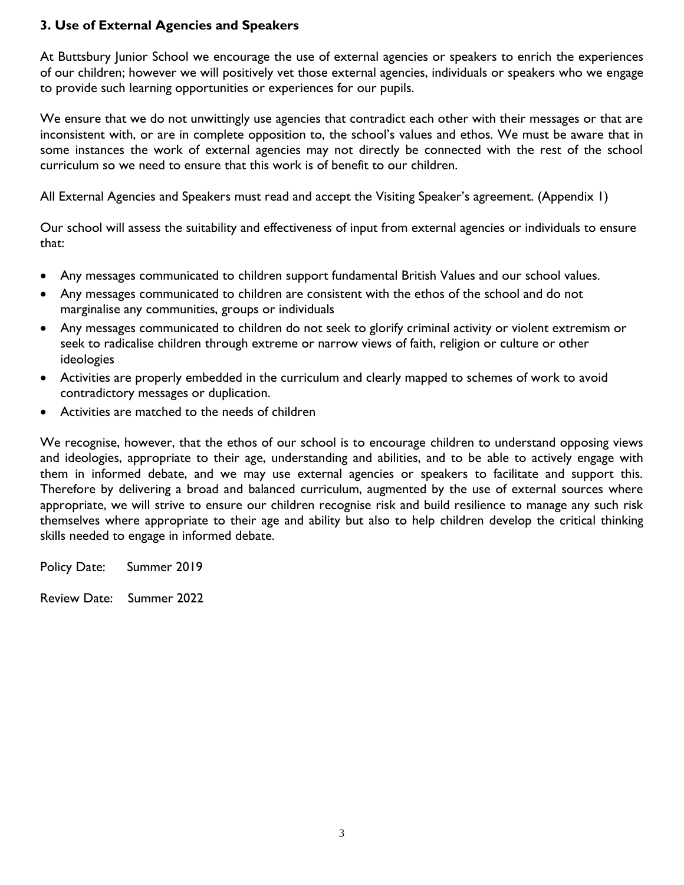### 3. Use of External Agencies and Speakers

At Buttsbury Junior School we encourage the use of external agencies or speakers to enrich the experiences of our children; however we will positively vet those external agencies, individuals or speakers who we engage to provide such learning opportunities or experiences for our pupils.

We ensure that we do not unwittingly use agencies that contradict each other with their messages or that are inconsistent with, or are in complete opposition to, the school's values and ethos. We must be aware that in some instances the work of external agencies may not directly be connected with the rest of the school curriculum so we need to ensure that this work is of benefit to our children.

All External Agencies and Speakers must read and accept the Visiting Speaker's agreement. (Appendix 1)

Our school will assess the suitability and effectiveness of input from external agencies or individuals to ensure that:

- Any messages communicated to children support fundamental British Values and our school values.
- Any messages communicated to children are consistent with the ethos of the school and do not marginalise any communities, groups or individuals
- Any messages communicated to children do not seek to glorify criminal activity or violent extremism or seek to radicalise children through extreme or narrow views of faith, religion or culture or other ideologies
- Activities are properly embedded in the curriculum and clearly mapped to schemes of work to avoid contradictory messages or duplication.
- Activities are matched to the needs of children

We recognise, however, that the ethos of our school is to encourage children to understand opposing views and ideologies, appropriate to their age, understanding and abilities, and to be able to actively engage with them in informed debate, and we may use external agencies or speakers to facilitate and support this. Therefore by delivering a broad and balanced curriculum, augmented by the use of external sources where appropriate, we will strive to ensure our children recognise risk and build resilience to manage any such risk themselves where appropriate to their age and ability but also to help children develop the critical thinking skills needed to engage in informed debate.

Policy Date: Summer 2019

Review Date: Summer 2022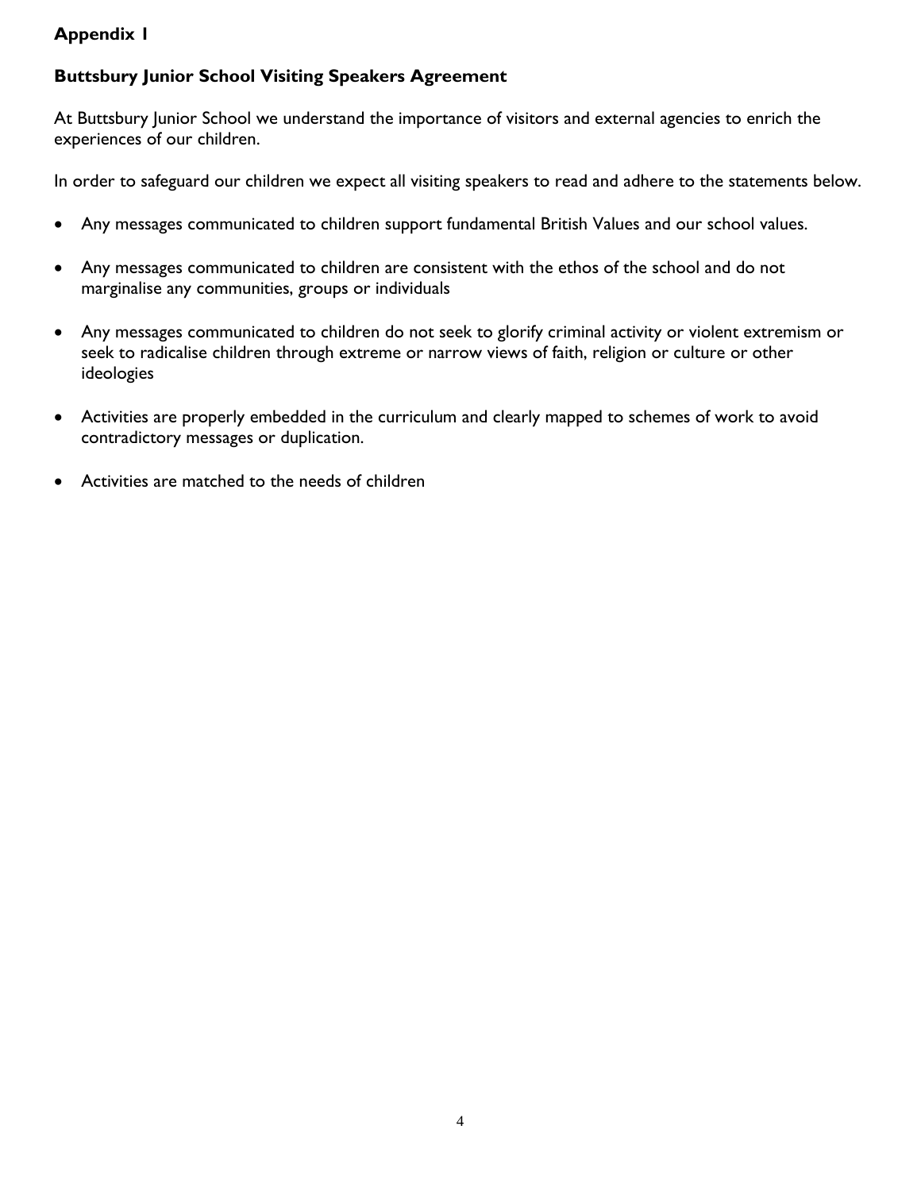**Appendix 1**

**Buttsbury Junior School Visiting Speakers Agreement**

At Buttsbury Junior School we understand the importance of visitors and external agencies to enrich the experiences of our children.

In order to safeguard our children we expect all visiting speakers to read and adhere to the statements below.

- Any messages communicated to children support fundamental British Values and our school values.
- Any messages communicated to children are consistent with the ethos of the school and do not marginalise any communities, groups or individuals
- Any messages communicated to children do not seek to glorify criminal activity or violent extremism or seek to radicalise children through extreme or narrow views of faith, religion or culture or other ideologies
- Activities are properly embedded in the curriculum and clearly mapped to schemes of work to avoid contradictory messages or duplication.
- Activities are matched to the needs of children